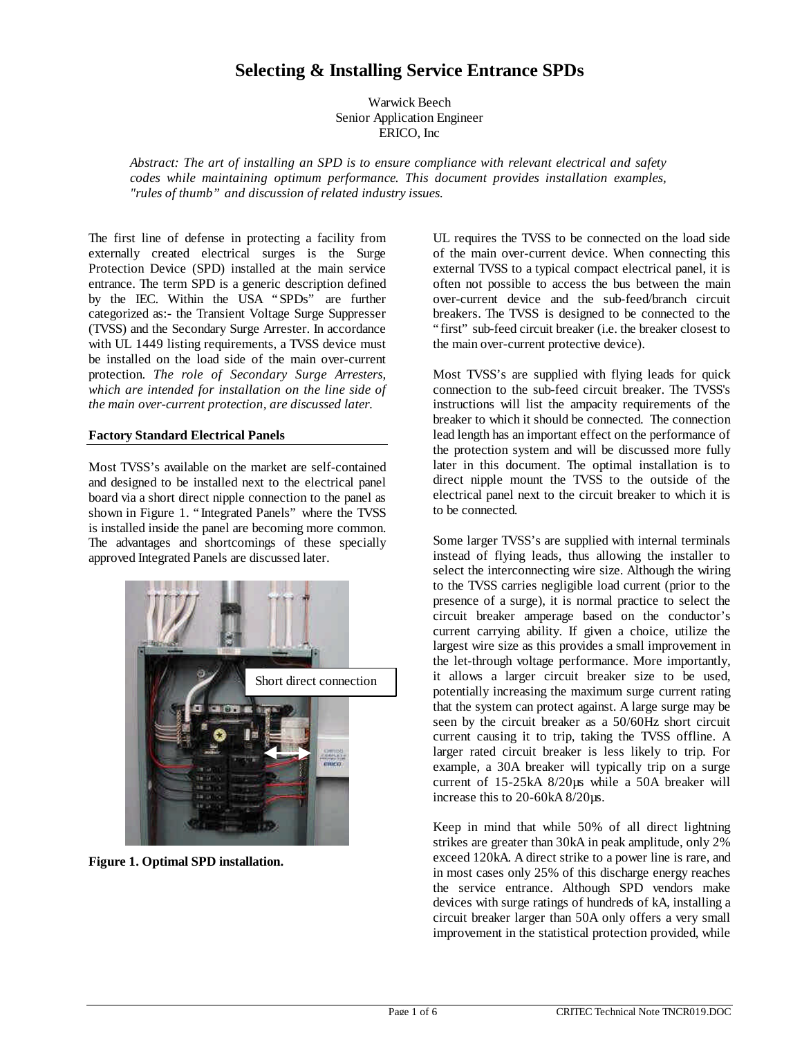# Selecting & Installing Service Entrance SPDs

Warwick Beech
Senior Application Engineer
ERICO, Inc

*Abstract: The art of installing an SPD is to ensure compliance with relevant electrical and safety codes while maintaining optimum performance. This document provides installation examples, "rules of thumb" and discussion of related industry issues.*

The first line of defense in protecting a facility from externally created electrical surges is the Surge Protection Device (SPD) installed at the main service entrance. The term SPD is a generic description defined by the IEC. Within the USA "SPDs" are further categorized as:- the Transient Voltage Surge Suppresser (TVSS) and the Secondary Surge Arrester. In accordance with UL 1449 listing requirements, a TVSS device must be installed on the load side of the main over-current protection. *The role of Secondary Surge Arresters, which are intended for installation on the line side of the main over-current protection, are discussed later.*

## Factory Standard Electrical Panels

Most TVSS's available on the market are self-contained and designed to be installed next to the electrical panel board via a short direct nipple connection to the panel as shown in Figure 1. "Integrated Panels" where the TVSS is installed inside the panel are becoming more common. The advantages and shortcomings of these specially approved Integrated Panels are discussed later.

Short direct connection

**Figure 1. Optimal SPD installation.**

UL requires the TVSS to be connected on the load side of the main over-current device. When connecting this external TVSS to a typical compact electrical panel, it is often not possible to access the bus between the main over-current device and the sub-feed/branch circuit breakers. The TVSS is designed to be connected to the "first" sub-feed circuit breaker (i.e. the breaker closest to the main over-current protective device).

Most TVSS's are supplied with flying leads for quick connection to the sub-feed circuit breaker. The TVSS's instructions will list the ampacity requirements of the breaker to which it should be connected. The connection lead length has an important effect on the performance of the protection system and will be discussed more fully later in this document. The optimal installation is to direct nipple mount the TVSS to the outside of the electrical panel next to the circuit breaker to which it is to be connected.

Some larger TVSS's are supplied with internal terminals instead of flying leads, thus allowing the installer to select the interconnecting wire size. Although the wiring to the TVSS carries negligible load current (prior to the presence of a surge), it is normal practice to select the circuit breaker amperage based on the conductor's current carrying ability. If given a choice, utilize the largest wire size as this provides a small improvement in the let-through voltage performance. More importantly, it allows a larger circuit breaker size to be used, potentially increasing the maximum surge current rating that the system can protect against. A large surge may be seen by the circuit breaker as a 50/60Hz short circuit current causing it to trip, taking the TVSS offline. A larger rated circuit breaker is less likely to trip. For example, a 30A breaker will typically trip on a surge current of 15-25kA 8/20µs while a 50A breaker will increase this to 20-60kA 8/20µs.

Keep in mind that while 50% of all direct lightning strikes are greater than 30kA in peak amplitude, only 2% exceed 120kA. A direct strike to a power line is rare, and in most cases only 25% of this discharge energy reaches the service entrance. Although SPD vendors make devices with surge ratings of hundreds of kA, installing a circuit breaker larger than 50A only offers a very small improvement in the statistical protection provided, while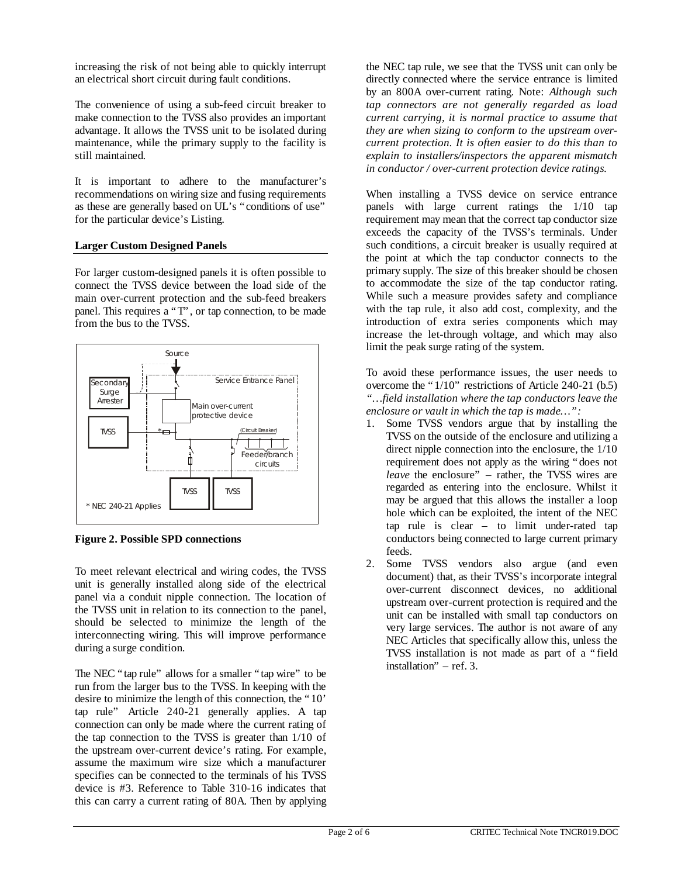increasing the risk of not being able to quickly interrupt an electrical short circuit during fault conditions.

The convenience of using a sub-feed circuit breaker to make connection to the TVSS also provides an important advantage. It allows the TVSS unit to be isolated during maintenance, while the primary supply to the facility is still maintained.

It is important to adhere to the manufacturer's recommendations on wiring size and fusing requirements as these are generally based on UL's "conditions of use" for the particular device's Listing.

**Larger Custom Designed Panels**

For larger custom-designed panels it is often possible to connect the TVSS device between the load side of the main over-current protection and the sub-feed breakers panel. This requires a "T", or tap connection, to be made from the bus to the TVSS.

**Figure 2. Possible SPD connections**

To meet relevant electrical and wiring codes, the TVSS unit is generally installed along side of the electrical panel via a conduit nipple connection. The location of the TVSS unit in relation to its connection to the panel, should be selected to minimize the length of the interconnecting wiring. This will improve performance during a surge condition.

The NEC "tap rule" allows for a smaller "tap wire" to be run from the larger bus to the TVSS. In keeping with the desire to minimize the length of this connection, the "10' tap rule" Article 240-21 generally applies. A tap connection can only be made where the current rating of the tap connection to the TVSS is greater than 1/10 of the upstream over-current device's rating. For example, assume the maximum wire size which a manufacturer specifies can be connected to the terminals of his TVSS device is #3. Reference to Table 310-16 indicates that this can carry a current rating of 80A. Then by applying the NEC tap rule, we see that the TVSS unit can only be directly connected where the service entrance is limited by an 800A over-current rating. Note: *Although such tap connectors are not generally regarded as load current carrying, it is normal practice to assume that they are when sizing to conform to the upstream over-current protection. It is often easier to do this than to explain to installers/inspectors the apparent mismatch in conductor / over-current protection device ratings.*

When installing a TVSS device on service entrance panels with large current ratings the 1/10 tap requirement may mean that the correct tap conductor size exceeds the capacity of the TVSS's terminals. Under such conditions, a circuit breaker is usually required at the point at which the tap conductor connects to the primary supply. The size of this breaker should be chosen to accommodate the size of the tap conductor rating. While such a measure provides safety and compliance with the tap rule, it also add cost, complexity, and the introduction of extra series components which may increase the let-through voltage, and which may also limit the peak surge rating of the system.

To avoid these performance issues, the user needs to overcome the "1/10" restrictions of Article 240-21 (b.5) *"…field installation where the tap conductors leave the enclosure or vault in which the tap is made…":*

1. Some TVSS vendors argue that by installing the TVSS on the outside of the enclosure and utilizing a direct nipple connection into the enclosure, the 1/10 requirement does not apply as the wiring "does not *leave* the enclosure" – rather, the TVSS wires are regarded as entering into the enclosure. Whilst it may be argued that this allows the installer a loop hole which can be exploited, the intent of the NEC tap rule is clear – to limit under-rated tap conductors being connected to large current primary feeds.
2. Some TVSS vendors also argue (and even document) that, as their TVSS's incorporate integral over-current disconnect devices, no additional upstream over-current protection is required and the unit can be installed with small tap conductors on very large services. The author is not aware of any NEC Articles that specifically allow this, unless the TVSS installation is not made as part of a "field installation" – ref. 3.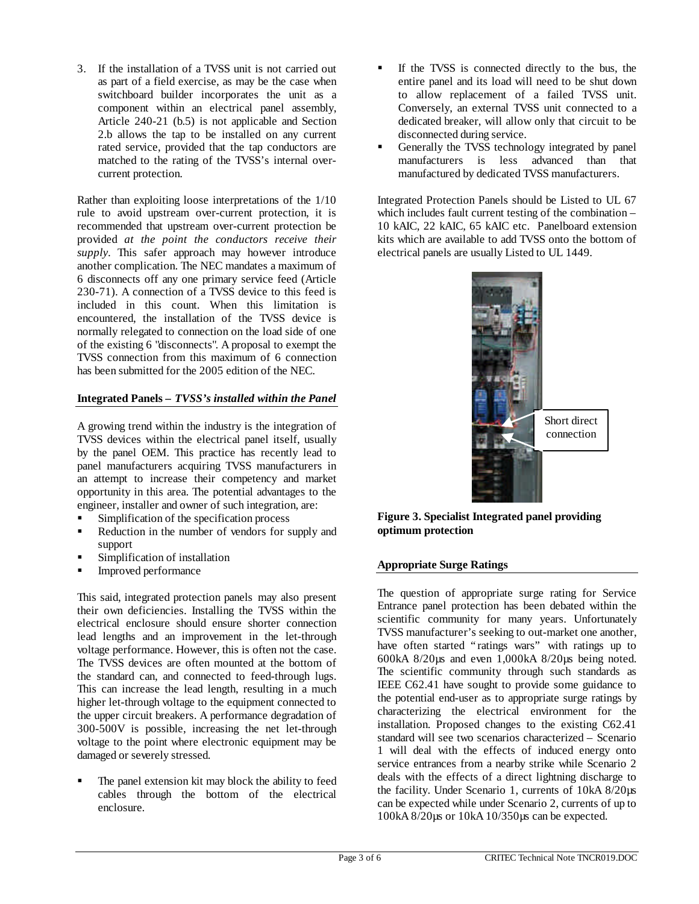3. If the installation of a TVSS unit is not carried out as part of a field exercise, as may be the case when switchboard builder incorporates the unit as a component within an electrical panel assembly, Article 240-21 (b.5) is not applicable and Section 2.b allows the tap to be installed on any current rated service, provided that the tap conductors are matched to the rating of the TVSS's internal over-current protection.

Rather than exploiting loose interpretations of the 1/10 rule to avoid upstream over-current protection, it is recommended that upstream over-current protection be provided *at the point the conductors receive their supply*. This safer approach may however introduce another complication. The NEC mandates a maximum of 6 disconnects off any one primary service feed (Article 230-71). A connection of a TVSS device to this feed is included in this count. When this limitation is encountered, the installation of the TVSS device is normally relegated to connection on the load side of one of the existing 6 "disconnects". A proposal to exempt the TVSS connection from this maximum of 6 connection has been submitted for the 2005 edition of the NEC.

## Integrated Panels – *TVSS's installed within the Panel*

A growing trend within the industry is the integration of TVSS devices within the electrical panel itself, usually by the panel OEM. This practice has recently lead to panel manufacturers acquiring TVSS manufacturers in an attempt to increase their competency and market opportunity in this area. The potential advantages to the engineer, installer and owner of such integration, are:

- Simplification of the specification process
- Reduction in the number of vendors for supply and support
- Simplification of installation
- Improved performance

This said, integrated protection panels may also present their own deficiencies. Installing the TVSS within the electrical enclosure should ensure shorter connection lead lengths and an improvement in the let-through voltage performance. However, this is often not the case. The TVSS devices are often mounted at the bottom of the standard can, and connected to feed-through lugs. This can increase the lead length, resulting in a much higher let-through voltage to the equipment connected to the upper circuit breakers. A performance degradation of 300-500V is possible, increasing the net let-through voltage to the point where electronic equipment may be damaged or severely stressed.

- The panel extension kit may block the ability to feed cables through the bottom of the electrical enclosure.
- If the TVSS is connected directly to the bus, the entire panel and its load will need to be shut down to allow replacement of a failed TVSS unit. Conversely, an external TVSS unit connected to a dedicated breaker, will allow only that circuit to be disconnected during service.
- Generally the TVSS technology integrated by panel manufacturers is less advanced than that manufactured by dedicated TVSS manufacturers.

Integrated Protection Panels should be Listed to UL 67 which includes fault current testing of the combination – 10 kAIC, 22 kAIC, 65 kAIC etc. Panelboard extension kits which are available to add TVSS onto the bottom of electrical panels are usually Listed to UL 1449.

Short direct connection

**Figure 3. Specialist Integrated panel providing optimum protection**

## Appropriate Surge Ratings

The question of appropriate surge rating for Service Entrance panel protection has been debated within the scientific community for many years. Unfortunately TVSS manufacturer's seeking to out-market one another, have often started "ratings wars" with ratings up to 600kA 8/20µs and even 1,000kA 8/20µs being noted. The scientific community through such standards as IEEE C62.41 have sought to provide some guidance to the potential end-user as to appropriate surge ratings by characterizing the electrical environment for the installation. Proposed changes to the existing C62.41 standard will see two scenarios characterized – Scenario 1 will deal with the effects of induced energy onto service entrances from a nearby strike while Scenario 2 deals with the effects of a direct lightning discharge to the facility. Under Scenario 1, currents of 10kA 8/20µs can be expected while under Scenario 2, currents of up to 100kA 8/20µs or 10kA 10/350µs can be expected.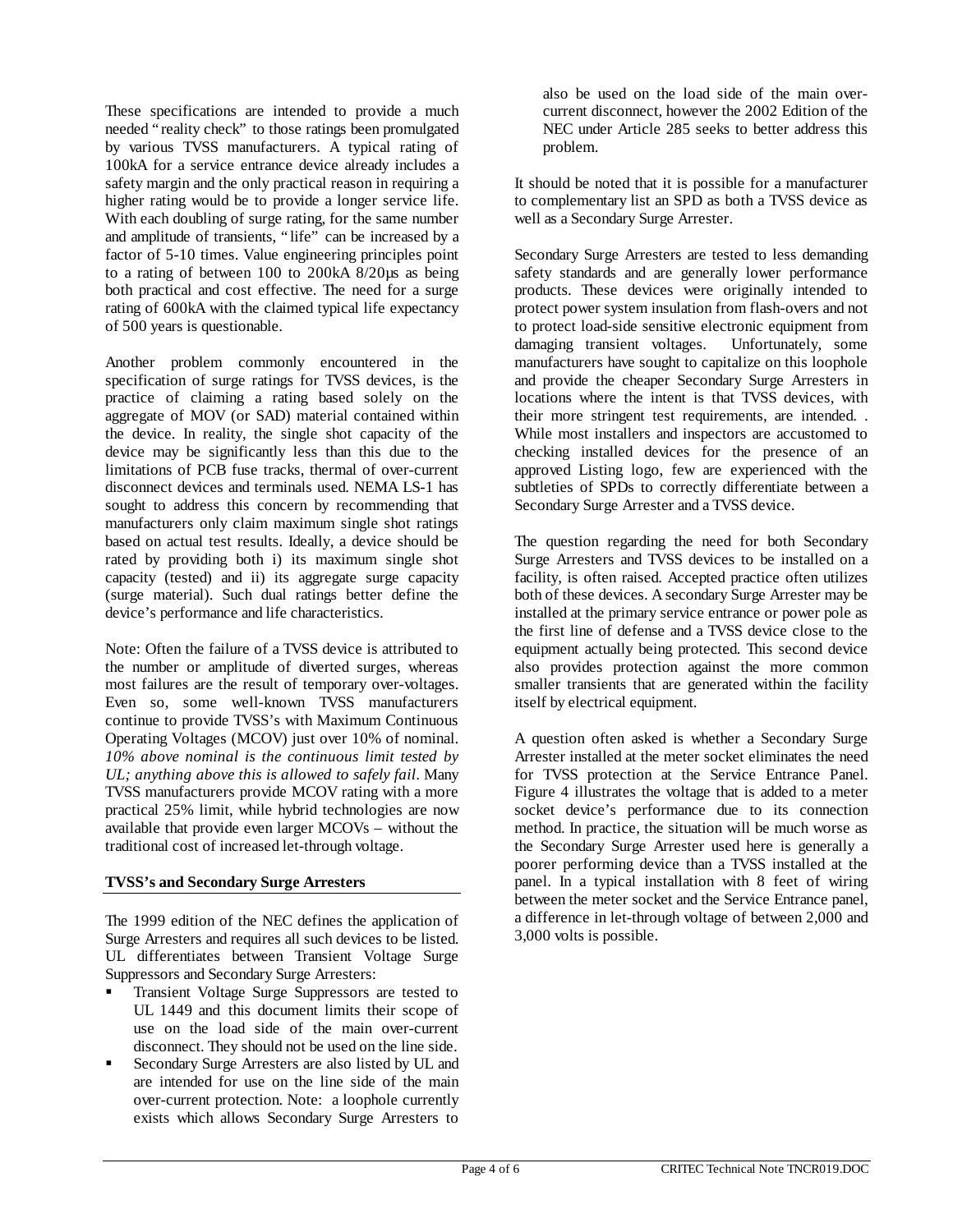These specifications are intended to provide a much needed "reality check" to those ratings been promulgated by various TVSS manufacturers. A typical rating of 100kA for a service entrance device already includes a safety margin and the only practical reason in requiring a higher rating would be to provide a longer service life. With each doubling of surge rating, for the same number and amplitude of transients, "life" can be increased by a factor of 5-10 times. Value engineering principles point to a rating of between 100 to 200kA 8/20µs as being both practical and cost effective. The need for a surge rating of 600kA with the claimed typical life expectancy of 500 years is questionable.

Another problem commonly encountered in the specification of surge ratings for TVSS devices, is the practice of claiming a rating based solely on the aggregate of MOV (or SAD) material contained within the device. In reality, the single shot capacity of the device may be significantly less than this due to the limitations of PCB fuse tracks, thermal of over-current disconnect devices and terminals used. NEMA LS-1 has sought to address this concern by recommending that manufacturers only claim maximum single shot ratings based on actual test results. Ideally, a device should be rated by providing both i) its maximum single shot capacity (tested) and ii) its aggregate surge capacity (surge material). Such dual ratings better define the device's performance and life characteristics.

Note: Often the failure of a TVSS device is attributed to the number or amplitude of diverted surges, whereas most failures are the result of temporary over-voltages. Even so, some well-known TVSS manufacturers continue to provide TVSS's with Maximum Continuous Operating Voltages (MCOV) just over 10% of nominal. *10% above nominal is the continuous limit tested by UL; anything above this is allowed to safely fail.* Many TVSS manufacturers provide MCOV rating with a more practical 25% limit, while hybrid technologies are now available that provide even larger MCOVs – without the traditional cost of increased let-through voltage.

## TVSS's and Secondary Surge Arresters

The 1999 edition of the NEC defines the application of Surge Arresters and requires all such devices to be listed. UL differentiates between Transient Voltage Surge Suppressors and Secondary Surge Arresters:

- Transient Voltage Surge Suppressors are tested to UL 1449 and this document limits their scope of use on the load side of the main over-current disconnect. They should not be used on the line side.
- Secondary Surge Arresters are also listed by UL and are intended for use on the line side of the main over-current protection. Note: a loophole currently exists which allows Secondary Surge Arresters to also be used on the load side of the main over-current disconnect, however the 2002 Edition of the NEC under Article 285 seeks to better address this problem.

It should be noted that it is possible for a manufacturer to complementary list an SPD as both a TVSS device as well as a Secondary Surge Arrester.

Secondary Surge Arresters are tested to less demanding safety standards and are generally lower performance products. These devices were originally intended to protect power system insulation from flash-overs and not to protect load-side sensitive electronic equipment from damaging transient voltages. Unfortunately, some manufacturers have sought to capitalize on this loophole and provide the cheaper Secondary Surge Arresters in locations where the intent is that TVSS devices, with their more stringent test requirements, are intended. . While most installers and inspectors are accustomed to checking installed devices for the presence of an approved Listing logo, few are experienced with the subtleties of SPDs to correctly differentiate between a Secondary Surge Arrester and a TVSS device.

The question regarding the need for both Secondary Surge Arresters and TVSS devices to be installed on a facility, is often raised. Accepted practice often utilizes both of these devices. A secondary Surge Arrester may be installed at the primary service entrance or power pole as the first line of defense and a TVSS device close to the equipment actually being protected. This second device also provides protection against the more common smaller transients that are generated within the facility itself by electrical equipment.

A question often asked is whether a Secondary Surge Arrester installed at the meter socket eliminates the need for TVSS protection at the Service Entrance Panel. Figure 4 illustrates the voltage that is added to a meter socket device's performance due to its connection method. In practice, the situation will be much worse as the Secondary Surge Arrester used here is generally a poorer performing device than a TVSS installed at the panel. In a typical installation with 8 feet of wiring between the meter socket and the Service Entrance panel, a difference in let-through voltage of between 2,000 and 3,000 volts is possible.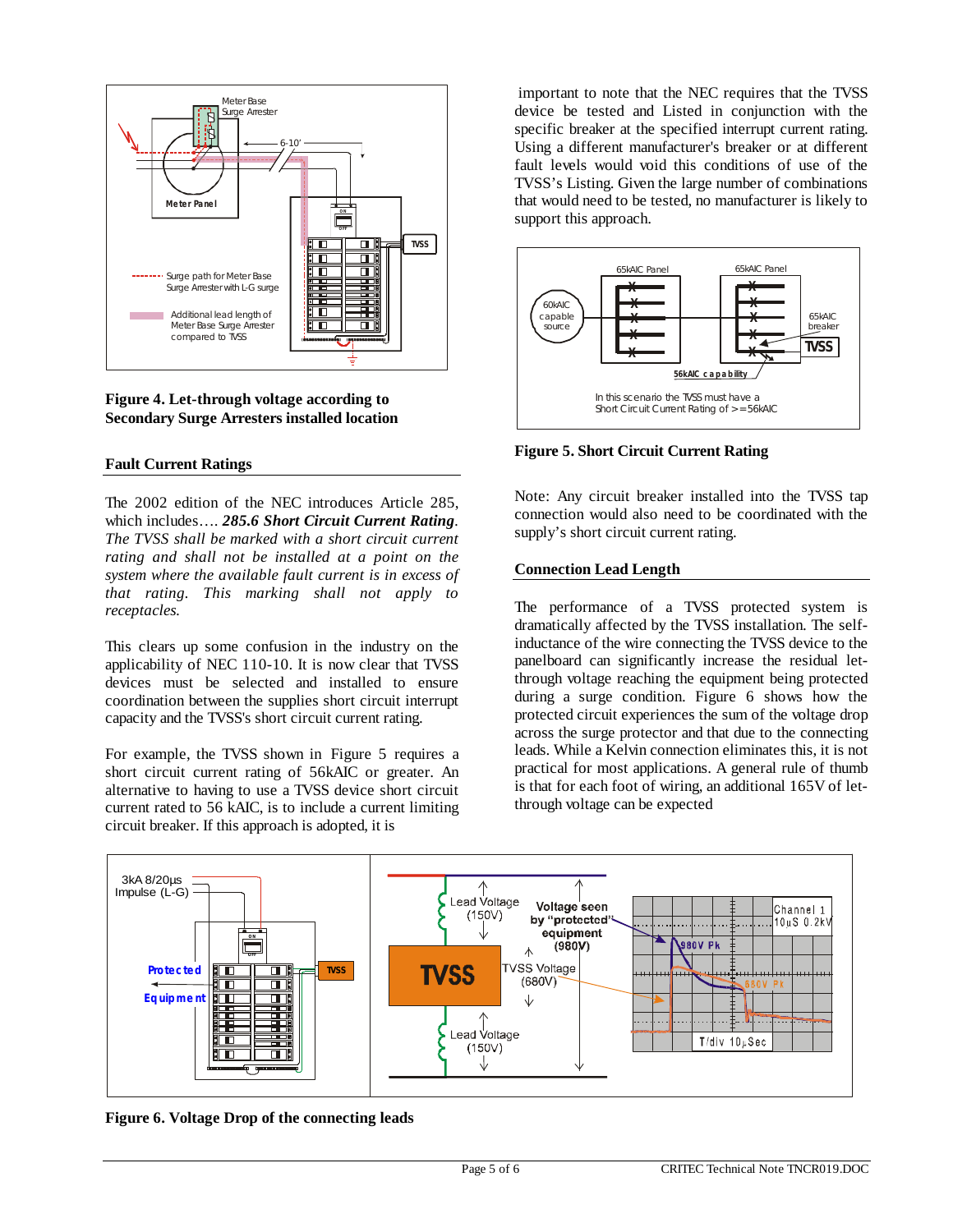**Figure 4. Let-through voltage according to Secondary Surge Arresters installed location**

## Fault Current Ratings

The 2002 edition of the NEC introduces Article 285, which includes…. ***285.6 Short Circuit Current Rating****. The TVSS shall be marked with a short circuit current rating and shall not be installed at a point on the system where the available fault current is in excess of that rating. This marking shall not apply to receptacles.*

This clears up some confusion in the industry on the applicability of NEC 110-10. It is now clear that TVSS devices must be selected and installed to ensure coordination between the supplies short circuit interrupt capacity and the TVSS's short circuit current rating.

For example, the TVSS shown in Figure 5 requires a short circuit current rating of 56kAIC or greater. An alternative to having to use a TVSS device short circuit current rated to 56 kAIC, is to include a current limiting circuit breaker. If this approach is adopted, it is important to note that the NEC requires that the TVSS device be tested and Listed in conjunction with the specific breaker at the specified interrupt current rating. Using a different manufacturer's breaker or at different fault levels would void this conditions of use of the TVSS's Listing. Given the large number of combinations that would need to be tested, no manufacturer is likely to support this approach.

**Figure 5. Short Circuit Current Rating**

Note: Any circuit breaker installed into the TVSS tap connection would also need to be coordinated with the supply's short circuit current rating.

## Connection Lead Length

The performance of a TVSS protected system is dramatically affected by the TVSS installation. The self-inductance of the wire connecting the TVSS device to the panelboard can significantly increase the residual let-through voltage reaching the equipment being protected during a surge condition. Figure 6 shows how the protected circuit experiences the sum of the voltage drop across the surge protector and that due to the connecting leads. While a Kelvin connection eliminates this, it is not practical for most applications. A general rule of thumb is that for each foot of wiring, an additional 165V of let-through voltage can be expected

**Figure 6. Voltage Drop of the connecting leads**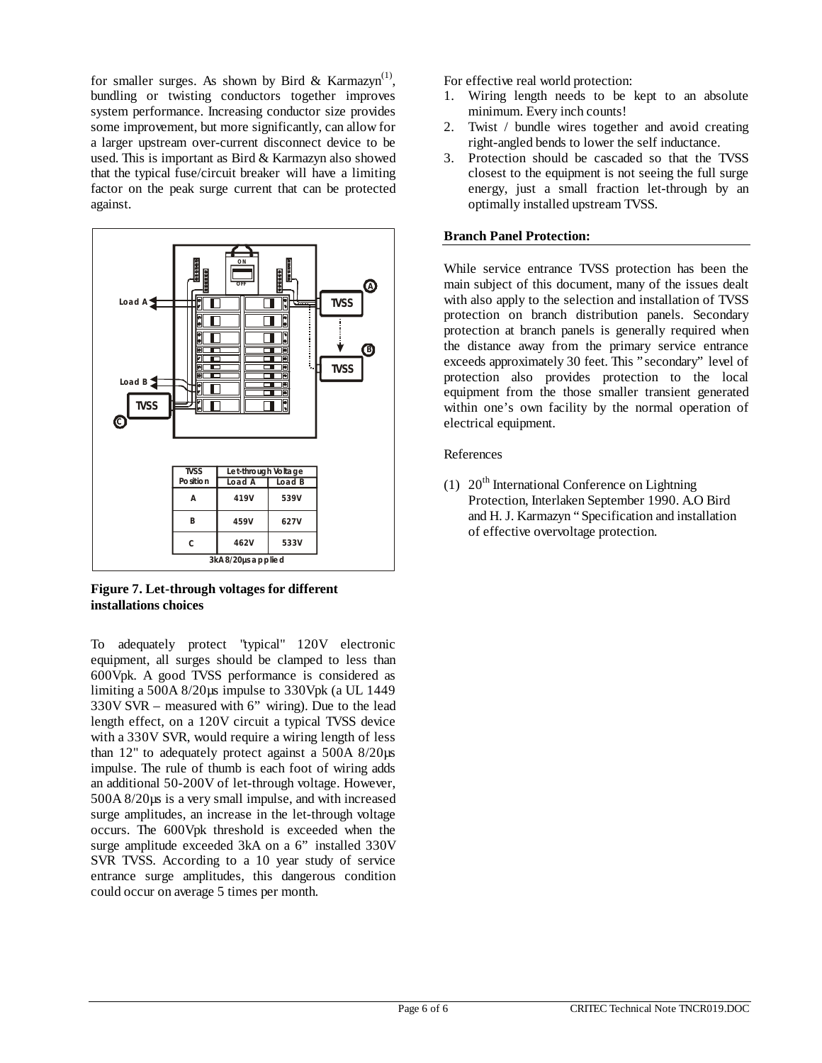for smaller surges. As shown by Bird & Karmazyn[(1)], bundling or twisting conductors together improves system performance. Increasing conductor size provides some improvement, but more significantly, can allow for a larger upstream over-current disconnect device to be used. This is important as Bird & Karmazyn also showed that the typical fuse/circuit breaker will have a limiting factor on the peak surge current that can be protected against.

Load A

Load B

TVSS

TVSS

TVSS

A

B

C

ON

OFF

| TVSS Position | Let-through Voltage | |
|---|---|---|
| | Load A | Load B |
| A | 419V | 539V |
| B | 459V | 627V |
| C | 462V | 533V |

3kA 8/20µs applied

**Figure 7. Let-through voltages for different installations choices**

To adequately protect "typical" 120V electronic equipment, all surges should be clamped to less than 600Vpk. A good TVSS performance is considered as limiting a 500A 8/20µs impulse to 330Vpk (a UL 1449 330V SVR – measured with 6" wiring). Due to the lead length effect, on a 120V circuit a typical TVSS device with a 330V SVR, would require a wiring length of less than 12" to adequately protect against a 500A 8/20µs impulse. The rule of thumb is each foot of wiring adds an additional 50-200V of let-through voltage. However, 500A 8/20µs is a very small impulse, and with increased surge amplitudes, an increase in the let-through voltage occurs. The 600Vpk threshold is exceeded when the surge amplitude exceeded 3kA on a 6" installed 330V SVR TVSS. According to a 10 year study of service entrance surge amplitudes, this dangerous condition could occur on average 5 times per month.

For effective real world protection:

1. Wiring length needs to be kept to an absolute minimum. Every inch counts!
2. Twist / bundle wires together and avoid creating right-angled bends to lower the self inductance.
3. Protection should be cascaded so that the TVSS closest to the equipment is not seeing the full surge energy, just a small fraction let-through by an optimally installed upstream TVSS.

**Branch Panel Protection:**

While service entrance TVSS protection has been the main subject of this document, many of the issues dealt with also apply to the selection and installation of TVSS protection on branch distribution panels. Secondary protection at branch panels is generally required when the distance away from the primary service entrance exceeds approximately 30 feet. This "secondary" level of protection also provides protection to the local equipment from the those smaller transient generated within one's own facility by the normal operation of electrical equipment.

References

(1) 20th International Conference on Lightning Protection, Interlaken September 1990. A.O Bird and H. J. Karmazyn "Specification and installation of effective overvoltage protection.